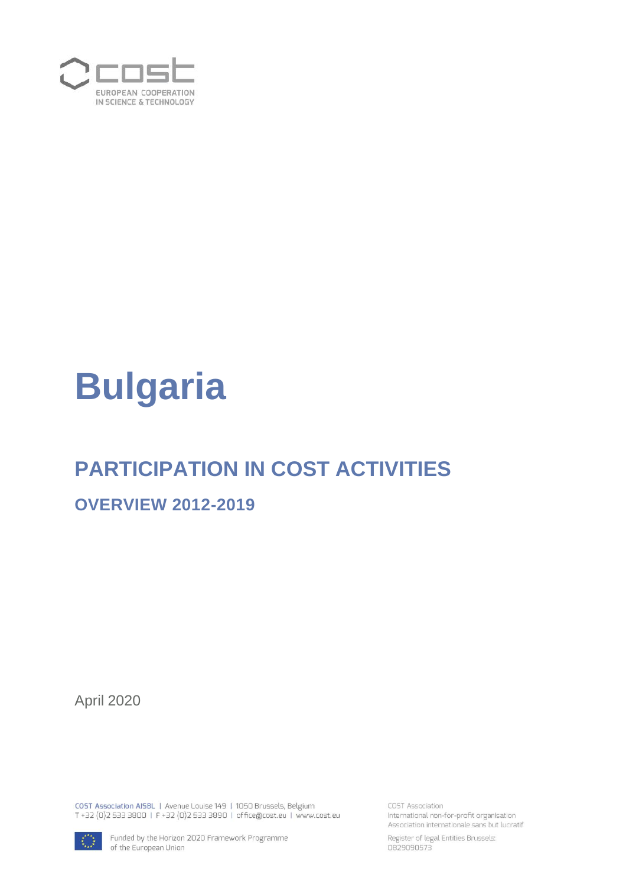COST
EUROPEAN COOPERATION
IN SCIENCE & TECHNOLOGY

# Bulgaria

## PARTICIPATION IN COST ACTIVITIES

### OVERVIEW 2012-2019

April 2020

COST Association AISBL | Avenue Louise 149 | 1050 Brussels, Belgium
T +32 (0)2 533 3800 | F +32 (0)2 533 3890 | office@cost.eu | www.cost.eu

Funded by the Horizon 2020 Framework Programme of the European Union

COST Association
International non-for-profit organisation
Association internationale sans but lucratif

Register of legal Entities Brussels:
0829090573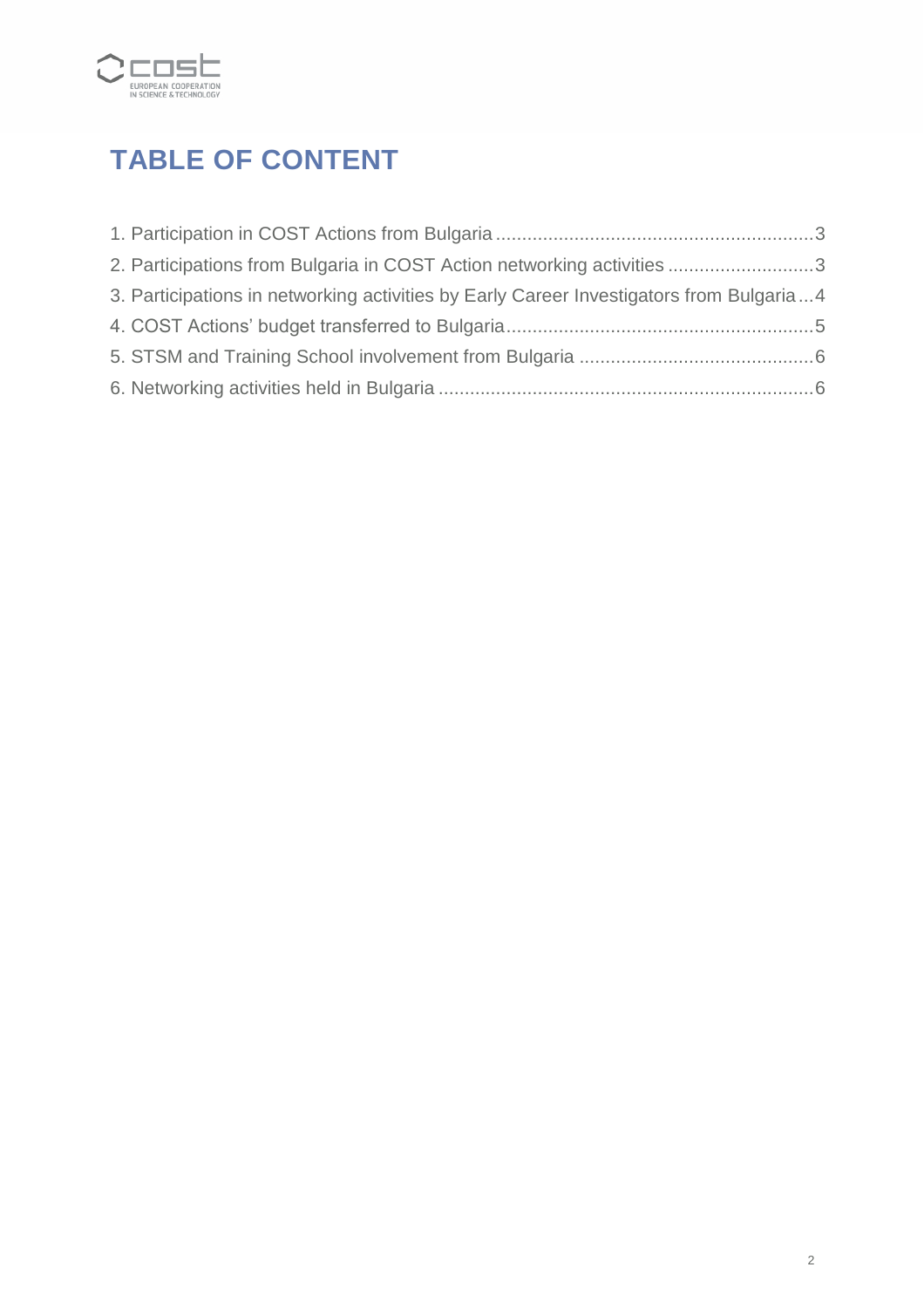# TABLE OF CONTENT

1. Participation in COST Actions from Bulgaria ............................................................3
2. Participations from Bulgaria in COST Action networking activities ............................3
3. Participations in networking activities by Early Career Investigators from Bulgaria...4
4. COST Actions' budget transferred to Bulgaria..........................................................5
5. STSM and Training School involvement from Bulgaria ............................................6
6. Networking activities held in Bulgaria .......................................................................6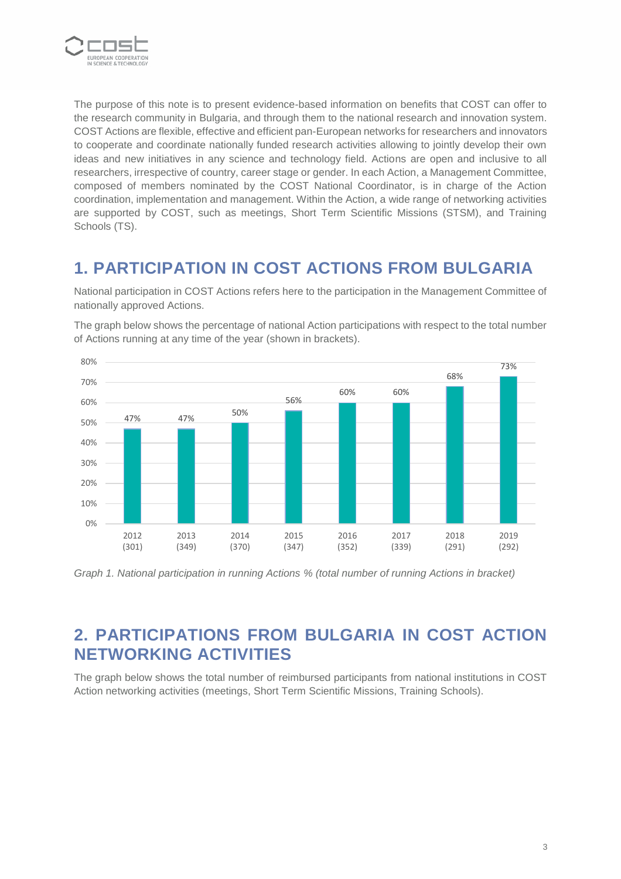The purpose of this note is to present evidence-based information on benefits that COST can offer to the research community in Bulgaria, and through them to the national research and innovation system. COST Actions are flexible, effective and efficient pan-European networks for researchers and innovators to cooperate and coordinate nationally funded research activities allowing to jointly develop their own ideas and new initiatives in any science and technology field. Actions are open and inclusive to all researchers, irrespective of country, career stage or gender. In each Action, a Management Committee, composed of members nominated by the COST National Coordinator, is in charge of the Action coordination, implementation and management. Within the Action, a wide range of networking activities are supported by COST, such as meetings, Short Term Scientific Missions (STSM), and Training Schools (TS).

# 1. PARTICIPATION IN COST ACTIONS FROM BULGARIA

National participation in COST Actions refers here to the participation in the Management Committee of nationally approved Actions.

The graph below shows the percentage of national Action participations with respect to the total number of Actions running at any time of the year (shown in brackets).

| Year (total running Actions) | National participation |
|---|---|
| 2012 (301) | 47% |
| 2013 (349) | 47% |
| 2014 (370) | 50% |
| 2015 (347) | 56% |
| 2016 (352) | 60% |
| 2017 (339) | 60% |
| 2018 (291) | 68% |
| 2019 (292) | 73% |

*Graph 1. National participation in running Actions % (total number of running Actions in bracket)*

# 2. PARTICIPATIONS FROM BULGARIA IN COST ACTION NETWORKING ACTIVITIES

The graph below shows the total number of reimbursed participants from national institutions in COST Action networking activities (meetings, Short Term Scientific Missions, Training Schools).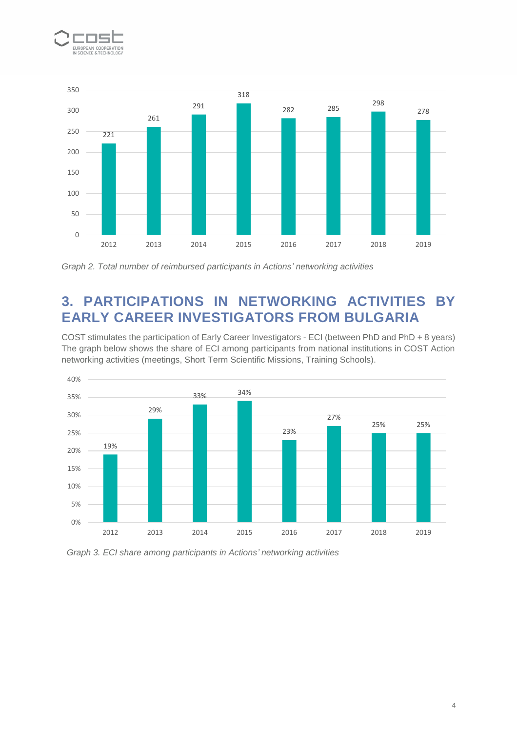| 2012 | 2013 | 2014 | 2015 | 2016 | 2017 | 2018 | 2019 |
|---|---|---|---|---|---|---|---|
| 221 | 261 | 291 | 318 | 282 | 285 | 298 | 278 |

*Graph 2. Total number of reimbursed participants in Actions' networking activities*

## 3. PARTICIPATIONS IN NETWORKING ACTIVITIES BY EARLY CAREER INVESTIGATORS FROM BULGARIA

COST stimulates the participation of Early Career Investigators - ECI (between PhD and PhD + 8 years) The graph below shows the share of ECI among participants from national institutions in COST Action networking activities (meetings, Short Term Scientific Missions, Training Schools).

| 2012 | 2013 | 2014 | 2015 | 2016 | 2017 | 2018 | 2019 |
|---|---|---|---|---|---|---|---|
| 19% | 29% | 33% | 34% | 23% | 27% | 25% | 25% |

*Graph 3. ECI share among participants in Actions' networking activities*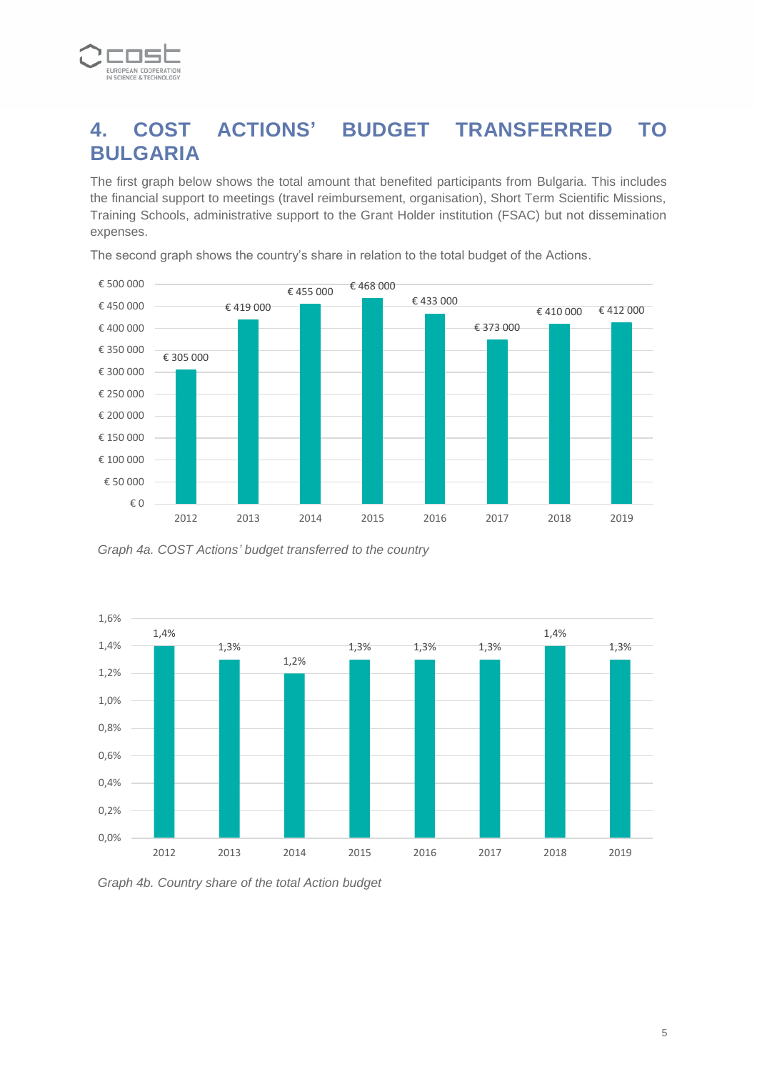# 4. COST ACTIONS' BUDGET TRANSFERRED TO BULGARIA

The first graph below shows the total amount that benefited participants from Bulgaria. This includes the financial support to meetings (travel reimbursement, organisation), Short Term Scientific Missions, Training Schools, administrative support to the Grant Holder institution (FSAC) but not dissemination expenses.

The second graph shows the country's share in relation to the total budget of the Actions.

| Year | Budget |
|---|---|
| 2012 | € 305 000 |
| 2013 | € 419 000 |
| 2014 | € 455 000 |
| 2015 | € 468 000 |
| 2016 | € 433 000 |
| 2017 | € 373 000 |
| 2018 | € 410 000 |
| 2019 | € 412 000 |

*Graph 4a. COST Actions' budget transferred to the country*

| Year | Share |
|---|---|
| 2012 | 1,4% |
| 2013 | 1,3% |
| 2014 | 1,2% |
| 2015 | 1,3% |
| 2016 | 1,3% |
| 2017 | 1,3% |
| 2018 | 1,4% |
| 2019 | 1,3% |

*Graph 4b. Country share of the total Action budget*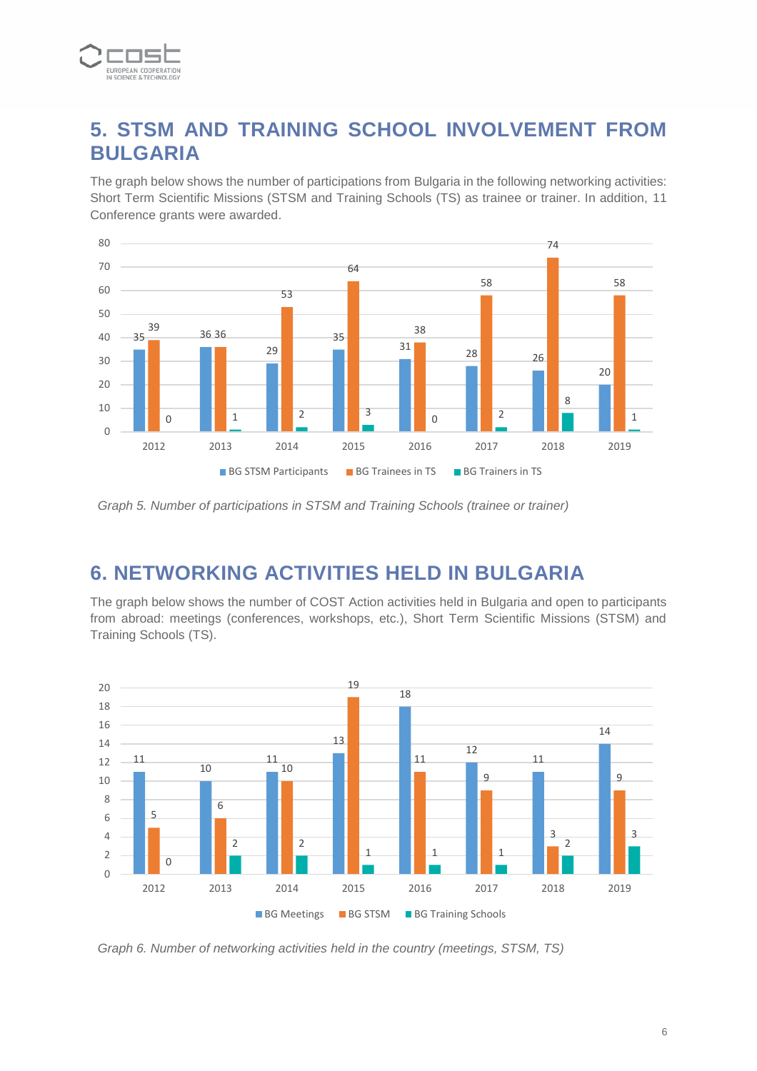## 5. STSM AND TRAINING SCHOOL INVOLVEMENT FROM BULGARIA

The graph below shows the number of participations from Bulgaria in the following networking activities: Short Term Scientific Missions (STSM and Training Schools (TS) as trainee or trainer. In addition, 11 Conference grants were awarded.

80
70
60
50
40
30
20
10
0

35 39 0
36 36 1
29 53 2
35 64 3
31 38 0
28 58 2
26 74 8
20 58 1

2012 2013 2014 2015 2016 2017 2018 2019

BG STSM Participants
BG Trainees in TS
BG Trainers in TS

*Graph 5. Number of participations in STSM and Training Schools (trainee or trainer)*

## 6. NETWORKING ACTIVITIES HELD IN BULGARIA

The graph below shows the number of COST Action activities held in Bulgaria and open to participants from abroad: meetings (conferences, workshops, etc.), Short Term Scientific Missions (STSM) and Training Schools (TS).

20
18
16
14
12
10
8
6
4
2
0

11 5 0
10 6 2
11 10 2
13 19 1
18 11 1
12 9 1
11 3 2
14 9 3

2012 2013 2014 2015 2016 2017 2018 2019

BG Meetings
BG STSM
BG Training Schools

*Graph 6. Number of networking activities held in the country (meetings, STSM, TS)*